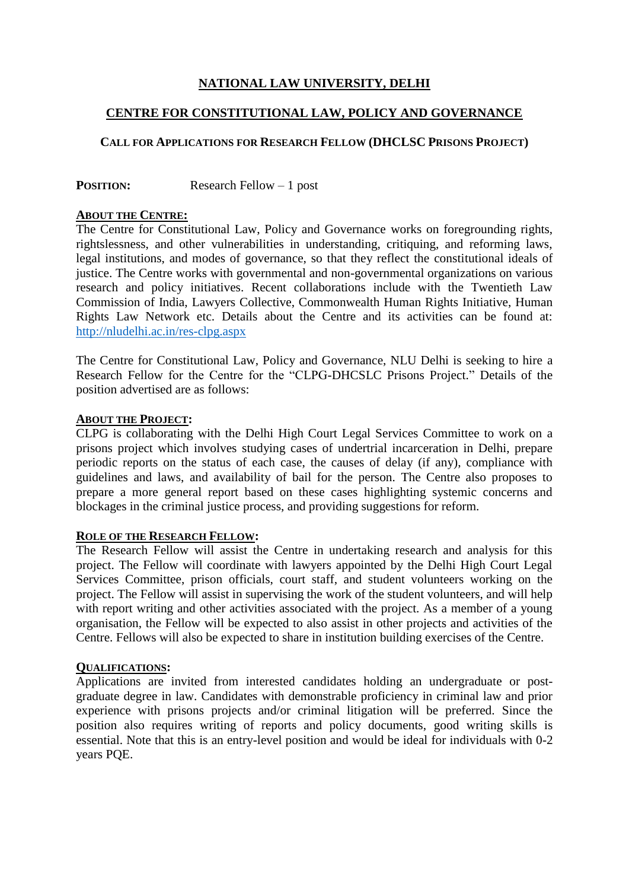# NATIONAL LAW UNIVERSITY, DELHI

## CENTRE FOR CONSTITUTIONAL LAW, POLICY AND GOVERNANCE

### CALL FOR APPLICATIONS FOR RESEARCH FELLOW (DHCLSC PRISONS PROJECT)

**POSITION:** Research Fellow – 1 post

**ABOUT THE CENTRE:**

The Centre for Constitutional Law, Policy and Governance works on foregrounding rights, rightslessness, and other vulnerabilities in understanding, critiquing, and reforming laws, legal institutions, and modes of governance, so that they reflect the constitutional ideals of justice. The Centre works with governmental and non-governmental organizations on various research and policy initiatives. Recent collaborations include with the Twentieth Law Commission of India, Lawyers Collective, Commonwealth Human Rights Initiative, Human Rights Law Network etc. Details about the Centre and its activities can be found at: http://nludelhi.ac.in/res-clpg.aspx

The Centre for Constitutional Law, Policy and Governance, NLU Delhi is seeking to hire a Research Fellow for the Centre for the "CLPG-DHCSLC Prisons Project." Details of the position advertised are as follows:

**ABOUT THE PROJECT:**

CLPG is collaborating with the Delhi High Court Legal Services Committee to work on a prisons project which involves studying cases of undertrial incarceration in Delhi, prepare periodic reports on the status of each case, the causes of delay (if any), compliance with guidelines and laws, and availability of bail for the person. The Centre also proposes to prepare a more general report based on these cases highlighting systemic concerns and blockages in the criminal justice process, and providing suggestions for reform.

**ROLE OF THE RESEARCH FELLOW:**

The Research Fellow will assist the Centre in undertaking research and analysis for this project. The Fellow will coordinate with lawyers appointed by the Delhi High Court Legal Services Committee, prison officials, court staff, and student volunteers working on the project. The Fellow will assist in supervising the work of the student volunteers, and will help with report writing and other activities associated with the project. As a member of a young organisation, the Fellow will be expected to also assist in other projects and activities of the Centre. Fellows will also be expected to share in institution building exercises of the Centre.

**QUALIFICATIONS:**

Applications are invited from interested candidates holding an undergraduate or post-graduate degree in law. Candidates with demonstrable proficiency in criminal law and prior experience with prisons projects and/or criminal litigation will be preferred. Since the position also requires writing of reports and policy documents, good writing skills is essential. Note that this is an entry-level position and would be ideal for individuals with 0-2 years PQE.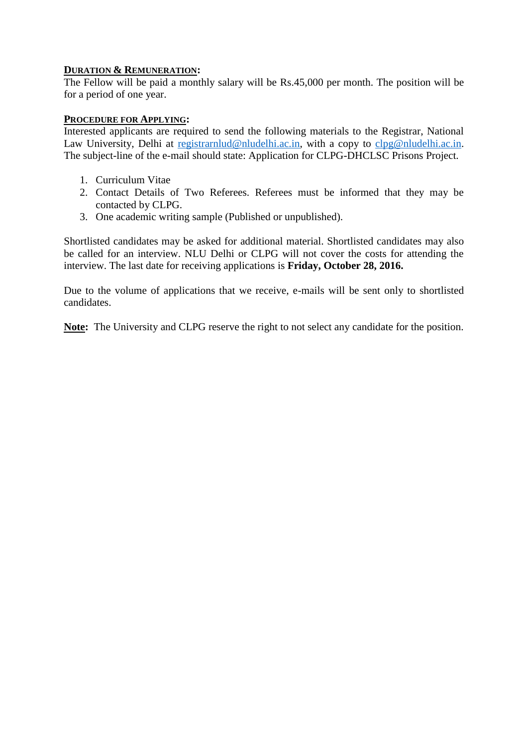**DURATION & REMUNERATION:**

The Fellow will be paid a monthly salary will be Rs.45,000 per month. The position will be for a period of one year.

**PROCEDURE FOR APPLYING:**

Interested applicants are required to send the following materials to the Registrar, National Law University, Delhi at registrarnlud@nludelhi.ac.in, with a copy to clpg@nludelhi.ac.in. The subject-line of the e-mail should state: Application for CLPG-DHCLSC Prisons Project.

1. Curriculum Vitae
2. Contact Details of Two Referees. Referees must be informed that they may be contacted by CLPG.
3. One academic writing sample (Published or unpublished).

Shortlisted candidates may be asked for additional material. Shortlisted candidates may also be called for an interview. NLU Delhi or CLPG will not cover the costs for attending the interview. The last date for receiving applications is **Friday, October 28, 2016.**

Due to the volume of applications that we receive, e-mails will be sent only to shortlisted candidates.

**Note:** The University and CLPG reserve the right to not select any candidate for the position.